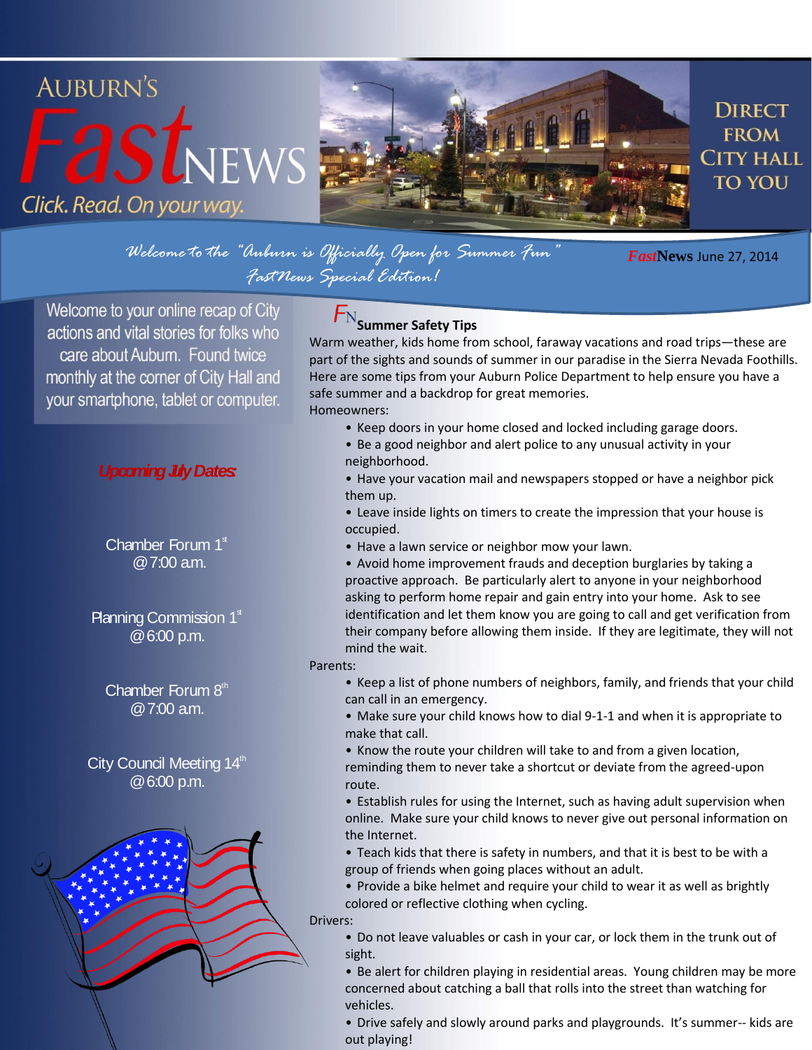# AUBURN'S FastNEWS

Click. Read. On your way.

DIRECT FROM CITY HALL TO YOU

*Welcome to the "Auburn is Officially Open for Summer Fun" FastNews Special Edition!*

**FastNews** June 27, 2014

Welcome to your online recap of City actions and vital stories for folks who care about Auburn. Found twice monthly at the corner of City Hall and your smartphone, tablet or computer.

***Upcoming July Dates***

Chamber Forum 1st @ 7:00 a.m.

Planning Commission 1st @ 6:00 p.m.

Chamber Forum 8th @ 7:00 a.m.

City Council Meeting 14th @ 6:00 p.m.

## Summer Safety Tips

Warm weather, kids home from school, faraway vacations and road trips—these are part of the sights and sounds of summer in our paradise in the Sierra Nevada Foothills. Here are some tips from your Auburn Police Department to help ensure you have a safe summer and a backdrop for great memories.

Homeowners:

- Keep doors in your home closed and locked including garage doors.
- Be a good neighbor and alert police to any unusual activity in your neighborhood.
- Have your vacation mail and newspapers stopped or have a neighbor pick them up.
- Leave inside lights on timers to create the impression that your house is occupied.
- Have a lawn service or neighbor mow your lawn.
- Avoid home improvement frauds and deception burglaries by taking a proactive approach. Be particularly alert to anyone in your neighborhood asking to perform home repair and gain entry into your home. Ask to see identification and let them know you are going to call and get verification from their company before allowing them inside. If they are legitimate, they will not mind the wait.

Parents:

- Keep a list of phone numbers of neighbors, family, and friends that your child can call in an emergency.
- Make sure your child knows how to dial 9-1-1 and when it is appropriate to make that call.
- Know the route your children will take to and from a given location, reminding them to never take a shortcut or deviate from the agreed-upon route.
- Establish rules for using the Internet, such as having adult supervision when online. Make sure your child knows to never give out personal information on the Internet.
- Teach kids that there is safety in numbers, and that it is best to be with a group of friends when going places without an adult.
- Provide a bike helmet and require your child to wear it as well as brightly colored or reflective clothing when cycling.

Drivers:

- Do not leave valuables or cash in your car, or lock them in the trunk out of sight.
- Be alert for children playing in residential areas. Young children may be more concerned about catching a ball that rolls into the street than watching for vehicles.
- Drive safely and slowly around parks and playgrounds. It's summer-- kids are out playing!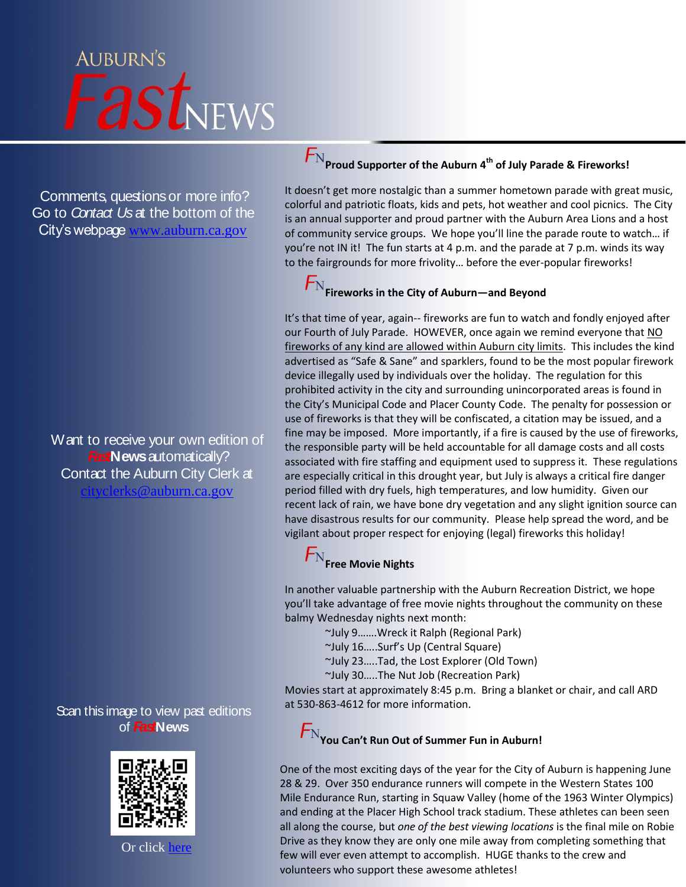# AUBURN'S *Fast*NEWS

Comments, questions or more info? Go to *Contact Us* at the bottom of the City's webpage www.auburn.ca.gov

Want to receive your own edition of ***Fast*News** automatically? Contact the Auburn City Clerk at cityclerks@auburn.ca.gov

Scan this image to view past editions of ***Fast*News**

Or click here

## FN Proud Supporter of the Auburn 4th of July Parade & Fireworks!

It doesn't get more nostalgic than a summer hometown parade with great music, colorful and patriotic floats, kids and pets, hot weather and cool picnics. The City is an annual supporter and proud partner with the Auburn Area Lions and a host of community service groups. We hope you'll line the parade route to watch… if you're not IN it! The fun starts at 4 p.m. and the parade at 7 p.m. winds its way to the fairgrounds for more frivolity… before the ever-popular fireworks!

## FN Fireworks in the City of Auburn—and Beyond

It's that time of year, again-- fireworks are fun to watch and fondly enjoyed after our Fourth of July Parade. HOWEVER, once again we remind everyone that NO fireworks of any kind are allowed within Auburn city limits. This includes the kind advertised as "Safe & Sane" and sparklers, found to be the most popular firework device illegally used by individuals over the holiday. The regulation for this prohibited activity in the city and surrounding unincorporated areas is found in the City's Municipal Code and Placer County Code. The penalty for possession or use of fireworks is that they will be confiscated, a citation may be issued, and a fine may be imposed. More importantly, if a fire is caused by the use of fireworks, the responsible party will be held accountable for all damage costs and all costs associated with fire staffing and equipment used to suppress it. These regulations are especially critical in this drought year, but July is always a critical fire danger period filled with dry fuels, high temperatures, and low humidity. Given our recent lack of rain, we have bone dry vegetation and any slight ignition source can have disastrous results for our community. Please help spread the word, and be vigilant about proper respect for enjoying (legal) fireworks this holiday!

## FN Free Movie Nights

In another valuable partnership with the Auburn Recreation District, we hope you'll take advantage of free movie nights throughout the community on these balmy Wednesday nights next month:

~July 9…….Wreck it Ralph (Regional Park)
~July 16…..Surf's Up (Central Square)
~July 23…..Tad, the Lost Explorer (Old Town)
~July 30…..The Nut Job (Recreation Park)

Movies start at approximately 8:45 p.m. Bring a blanket or chair, and call ARD at 530-863-4612 for more information.

## FN You Can't Run Out of Summer Fun in Auburn!

One of the most exciting days of the year for the City of Auburn is happening June 28 & 29. Over 350 endurance runners will compete in the Western States 100 Mile Endurance Run, starting in Squaw Valley (home of the 1963 Winter Olympics) and ending at the Placer High School track stadium. These athletes can been seen all along the course, but *one of the best viewing locations* is the final mile on Robie Drive as they know they are only one mile away from completing something that few will ever even attempt to accomplish. HUGE thanks to the crew and volunteers who support these awesome athletes!